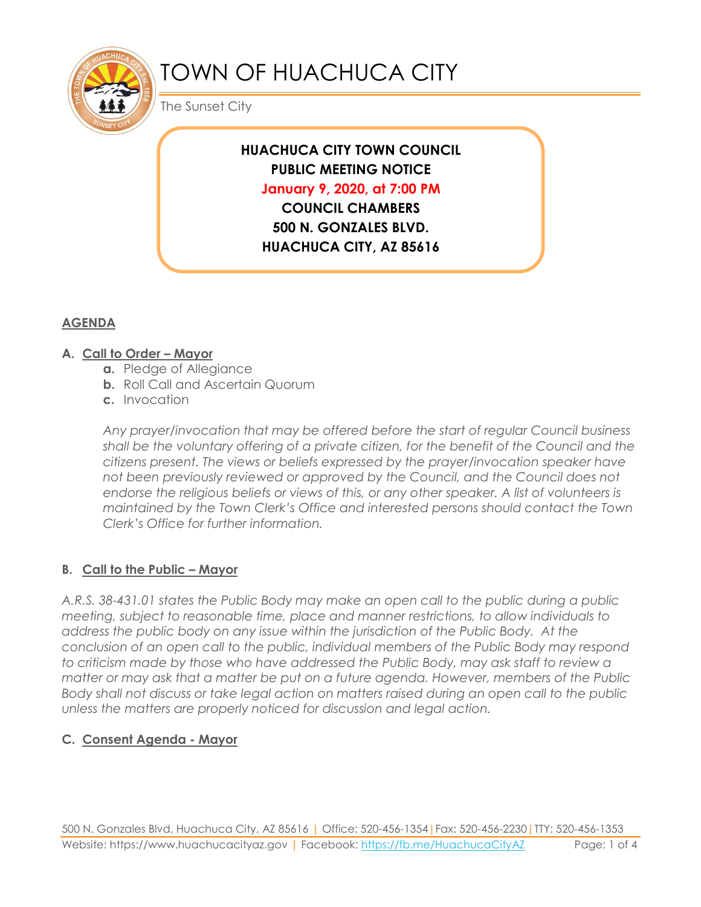# TOWN OF HUACHUCA CITY

The Sunset City

**HUACHUCA CITY TOWN COUNCIL**
**PUBLIC MEETING NOTICE**
**January 9, 2020, at 7:00 PM**
**COUNCIL CHAMBERS**
**500 N. GONZALES BLVD.**
**HUACHUCA CITY, AZ 85616**

## AGENDA

### A. Call to Order – Mayor

- **a.** Pledge of Allegiance
- **b.** Roll Call and Ascertain Quorum
- **c.** Invocation

*Any prayer/invocation that may be offered before the start of regular Council business shall be the voluntary offering of a private citizen, for the benefit of the Council and the citizens present. The views or beliefs expressed by the prayer/invocation speaker have not been previously reviewed or approved by the Council, and the Council does not endorse the religious beliefs or views of this, or any other speaker. A list of volunteers is maintained by the Town Clerk's Office and interested persons should contact the Town Clerk's Office for further information.*

### B. Call to the Public – Mayor

*A.R.S. 38-431.01 states the Public Body may make an open call to the public during a public meeting, subject to reasonable time, place and manner restrictions, to allow individuals to address the public body on any issue within the jurisdiction of the Public Body. At the conclusion of an open call to the public, individual members of the Public Body may respond to criticism made by those who have addressed the Public Body, may ask staff to review a matter or may ask that a matter be put on a future agenda. However, members of the Public Body shall not discuss or take legal action on matters raised during an open call to the public unless the matters are properly noticed for discussion and legal action.*

### C. Consent Agenda - Mayor

500 N. Gonzales Blvd, Huachuca City, AZ 85616 | Office: 520-456-1354 | Fax: 520-456-2230 | TTY: 520-456-1353
Website: https://www.huachucacityaz.gov | Facebook: https://fb.me/HuachucaCityAZ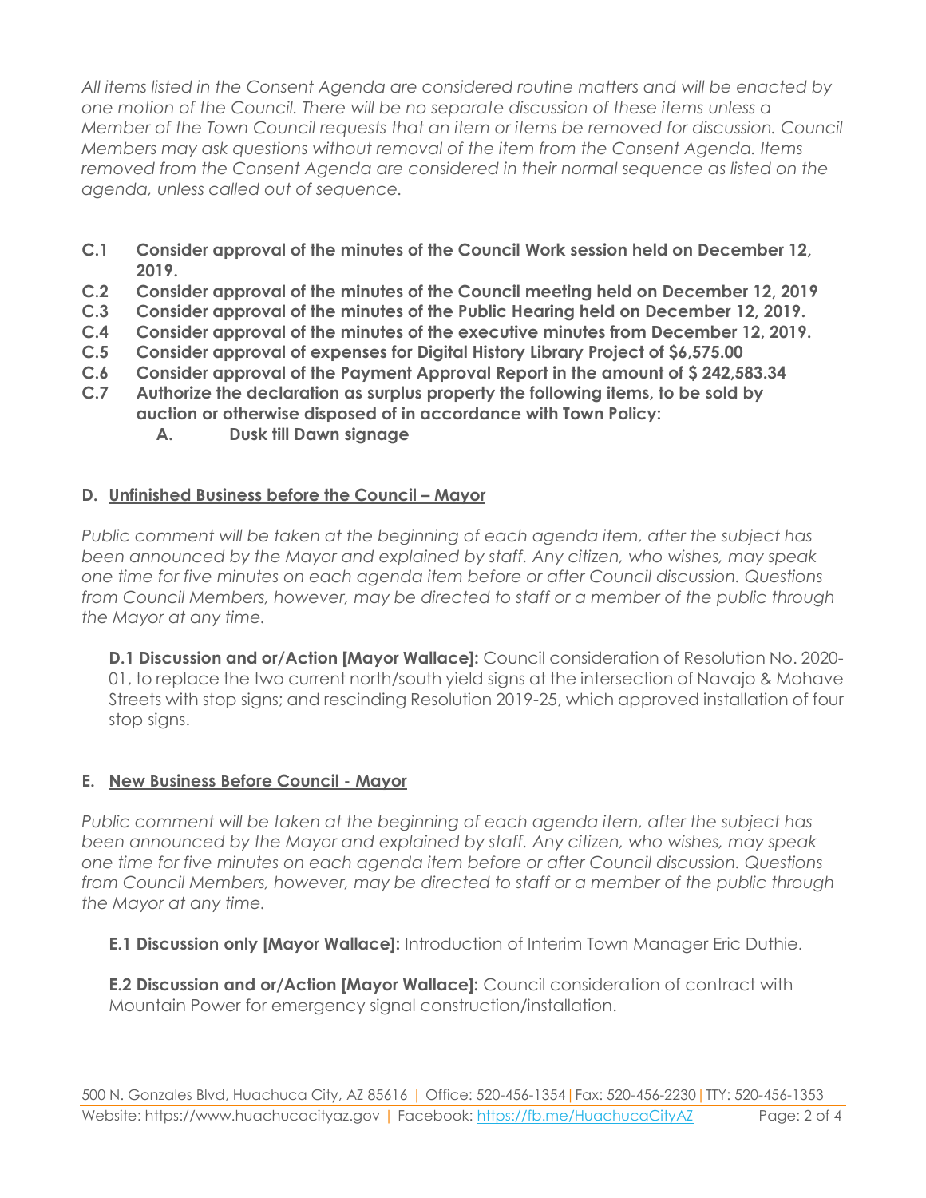*All items listed in the Consent Agenda are considered routine matters and will be enacted by one motion of the Council. There will be no separate discussion of these items unless a Member of the Town Council requests that an item or items be removed for discussion. Council Members may ask questions without removal of the item from the Consent Agenda. Items removed from the Consent Agenda are considered in their normal sequence as listed on the agenda, unless called out of sequence.*

**C.1 Consider approval of the minutes of the Council Work session held on December 12, 2019.**
**C.2 Consider approval of the minutes of the Council meeting held on December 12, 2019**
**C.3 Consider approval of the minutes of the Public Hearing held on December 12, 2019.**
**C.4 Consider approval of the minutes of the executive minutes from December 12, 2019.**
**C.5 Consider approval of expenses for Digital History Library Project of $6,575.00**
**C.6 Consider approval of the Payment Approval Report in the amount of $ 242,583.34**
**C.7 Authorize the declaration as surplus property the following items, to be sold by auction or otherwise disposed of in accordance with Town Policy:**
- **A. Dusk till Dawn signage**

## D. Unfinished Business before the Council – Mayor

*Public comment will be taken at the beginning of each agenda item, after the subject has been announced by the Mayor and explained by staff. Any citizen, who wishes, may speak one time for five minutes on each agenda item before or after Council discussion. Questions from Council Members, however, may be directed to staff or a member of the public through the Mayor at any time.*

**D.1 Discussion and or/Action [Mayor Wallace]:** Council consideration of Resolution No. 2020-01, to replace the two current north/south yield signs at the intersection of Navajo & Mohave Streets with stop signs; and rescinding Resolution 2019-25, which approved installation of four stop signs.

## E. New Business Before Council - Mayor

*Public comment will be taken at the beginning of each agenda item, after the subject has been announced by the Mayor and explained by staff. Any citizen, who wishes, may speak one time for five minutes on each agenda item before or after Council discussion. Questions from Council Members, however, may be directed to staff or a member of the public through the Mayor at any time.*

**E.1 Discussion only [Mayor Wallace]:** Introduction of Interim Town Manager Eric Duthie.

**E.2 Discussion and or/Action [Mayor Wallace]:** Council consideration of contract with Mountain Power for emergency signal construction/installation.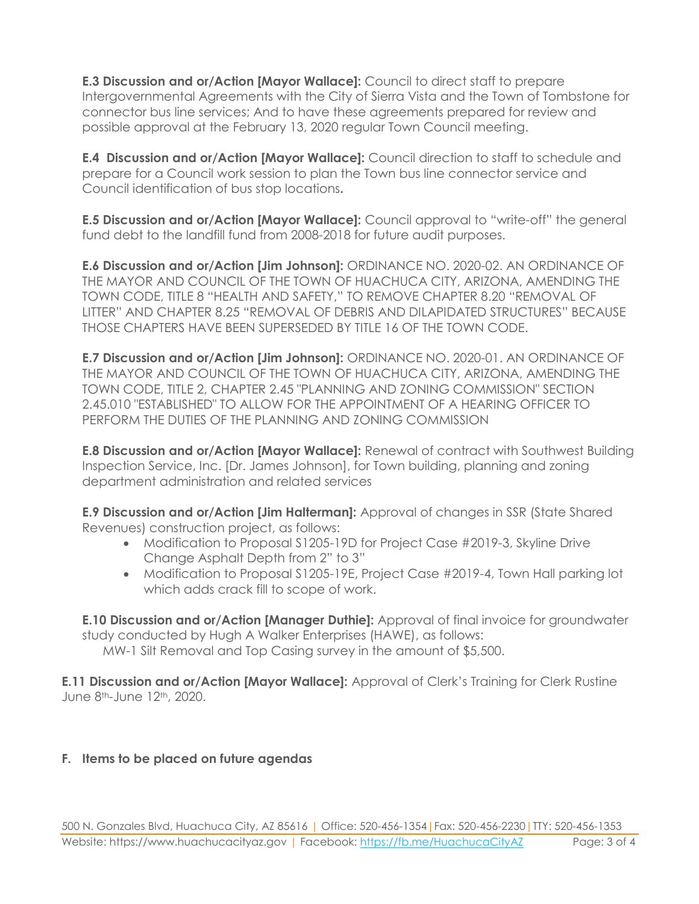**E.3 Discussion and or/Action [Mayor Wallace]:** Council to direct staff to prepare Intergovernmental Agreements with the City of Sierra Vista and the Town of Tombstone for connector bus line services; And to have these agreements prepared for review and possible approval at the February 13, 2020 regular Town Council meeting.

**E.4 Discussion and or/Action [Mayor Wallace]:** Council direction to staff to schedule and prepare for a Council work session to plan the Town bus line connector service and Council identification of bus stop locations**.**

**E.5 Discussion and or/Action [Mayor Wallace]:** Council approval to "write-off" the general fund debt to the landfill fund from 2008-2018 for future audit purposes.

**E.6 Discussion and or/Action [Jim Johnson]:** ORDINANCE NO. 2020-02. AN ORDINANCE OF THE MAYOR AND COUNCIL OF THE TOWN OF HUACHUCA CITY, ARIZONA, AMENDING THE TOWN CODE, TITLE 8 "HEALTH AND SAFETY," TO REMOVE CHAPTER 8.20 "REMOVAL OF LITTER" AND CHAPTER 8.25 "REMOVAL OF DEBRIS AND DILAPIDATED STRUCTURES" BECAUSE THOSE CHAPTERS HAVE BEEN SUPERSEDED BY TITLE 16 OF THE TOWN CODE.

**E.7 Discussion and or/Action [Jim Johnson]:** ORDINANCE NO. 2020-01. AN ORDINANCE OF THE MAYOR AND COUNCIL OF THE TOWN OF HUACHUCA CITY, ARIZONA, AMENDING THE TOWN CODE, TITLE 2, CHAPTER 2.45 "PLANNING AND ZONING COMMISSION" SECTION 2.45.010 "ESTABLISHED" TO ALLOW FOR THE APPOINTMENT OF A HEARING OFFICER TO PERFORM THE DUTIES OF THE PLANNING AND ZONING COMMISSION

**E.8 Discussion and or/Action [Mayor Wallace]:** Renewal of contract with Southwest Building Inspection Service, Inc. [Dr. James Johnson], for Town building, planning and zoning department administration and related services

**E.9 Discussion and or/Action [Jim Halterman]:** Approval of changes in SSR (State Shared Revenues) construction project, as follows:

- Modification to Proposal S1205-19D for Project Case #2019-3, Skyline Drive Change Asphalt Depth from 2" to 3"
- Modification to Proposal S1205-19E, Project Case #2019-4, Town Hall parking lot which adds crack fill to scope of work.

**E.10 Discussion and or/Action [Manager Duthie]:** Approval of final invoice for groundwater study conducted by Hugh A Walker Enterprises (HAWE), as follows:
MW-1 Silt Removal and Top Casing survey in the amount of $5,500.

**E.11 Discussion and or/Action [Mayor Wallace]:** Approval of Clerk's Training for Clerk Rustine June 8th-June 12th, 2020.

## F. Items to be placed on future agendas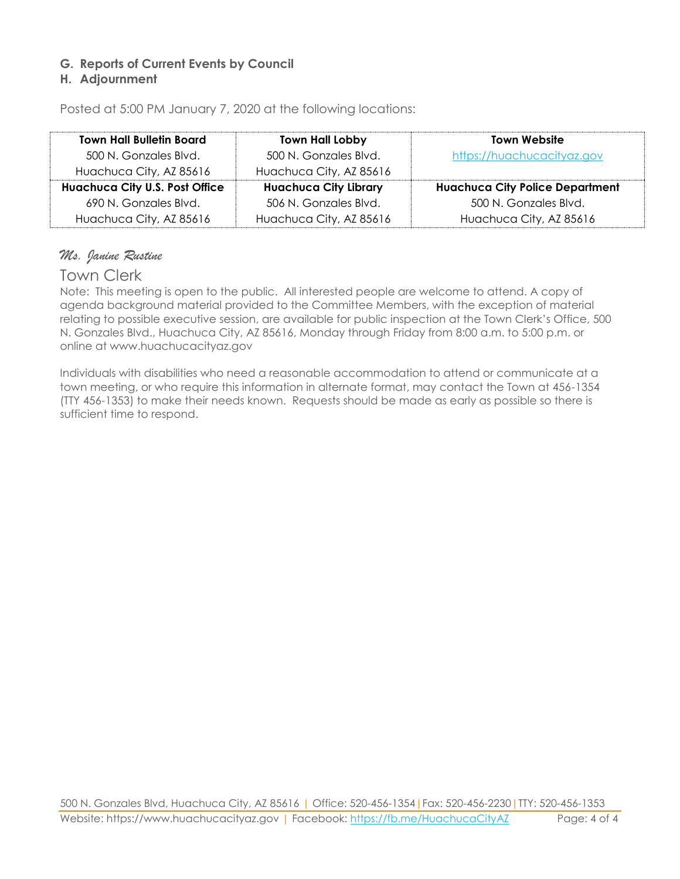**G. Reports of Current Events by Council**

**H. Adjournment**

Posted at 5:00 PM January 7, 2020 at the following locations:

| | | |
|---|---|---|
| **Town Hall Bulletin Board**<br>500 N. Gonzales Blvd.<br>Huachuca City, AZ 85616 | **Town Hall Lobby**<br>500 N. Gonzales Blvd.<br>Huachuca City, AZ 85616 | **Town Website**<br>https://huachucacityaz.gov |
| **Huachuca City U.S. Post Office**<br>690 N. Gonzales Blvd.<br>Huachuca City, AZ 85616 | **Huachuca City Library**<br>506 N. Gonzales Blvd.<br>Huachuca City, AZ 85616 | **Huachuca City Police Department**<br>500 N. Gonzales Blvd.<br>Huachuca City, AZ 85616 |

*Ms. Janine Rustine*

Town Clerk

Note: This meeting is open to the public. All interested people are welcome to attend. A copy of agenda background material provided to the Committee Members, with the exception of material relating to possible executive session, are available for public inspection at the Town Clerk's Office, 500 N. Gonzales Blvd., Huachuca City, AZ 85616, Monday through Friday from 8:00 a.m. to 5:00 p.m. or online at www.huachucacityaz.gov

Individuals with disabilities who need a reasonable accommodation to attend or communicate at a town meeting, or who require this information in alternate format, may contact the Town at 456-1354 (TTY 456-1353) to make their needs known. Requests should be made as early as possible so there is sufficient time to respond.